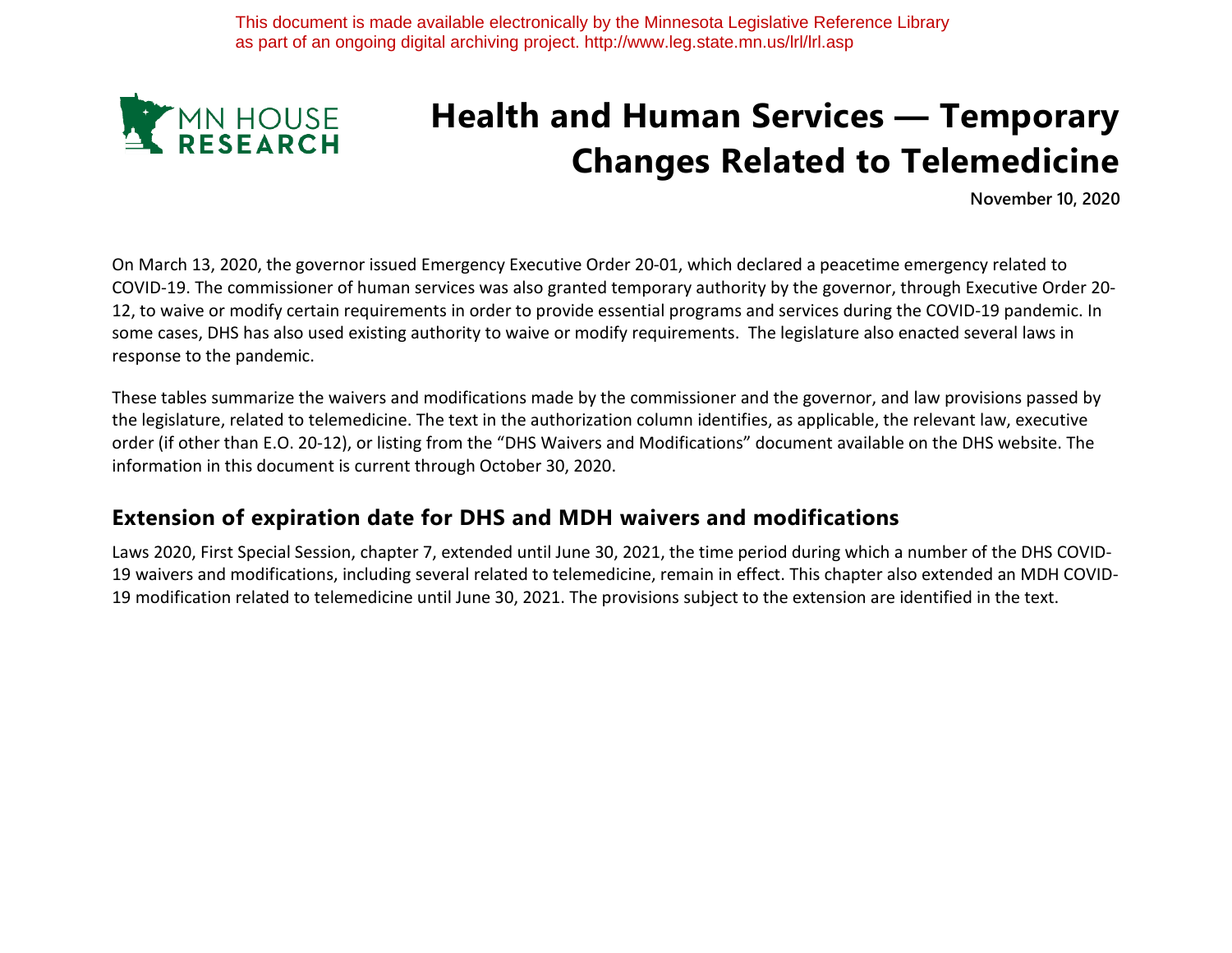This document is made available electronically by the Minnesota Legislative Reference Library as part of an ongoing digital archiving project. http://www.leg.state.mn.us/lrl/lrl.asp

MN HOUSE RESEARCH

# Health and Human Services — Temporary Changes Related to Telemedicine

**November 10, 2020**

On March 13, 2020, the governor issued Emergency Executive Order 20-01, which declared a peacetime emergency related to COVID-19. The commissioner of human services was also granted temporary authority by the governor, through Executive Order 20-12, to waive or modify certain requirements in order to provide essential programs and services during the COVID-19 pandemic. In some cases, DHS has also used existing authority to waive or modify requirements. The legislature also enacted several laws in response to the pandemic.

These tables summarize the waivers and modifications made by the commissioner and the governor, and law provisions passed by the legislature, related to telemedicine. The text in the authorization column identifies, as applicable, the relevant law, executive order (if other than E.O. 20-12), or listing from the "DHS Waivers and Modifications" document available on the DHS website. The information in this document is current through October 30, 2020.

## Extension of expiration date for DHS and MDH waivers and modifications

Laws 2020, First Special Session, chapter 7, extended until June 30, 2021, the time period during which a number of the DHS COVID-19 waivers and modifications, including several related to telemedicine, remain in effect. This chapter also extended an MDH COVID-19 modification related to telemedicine until June 30, 2021. The provisions subject to the extension are identified in the text.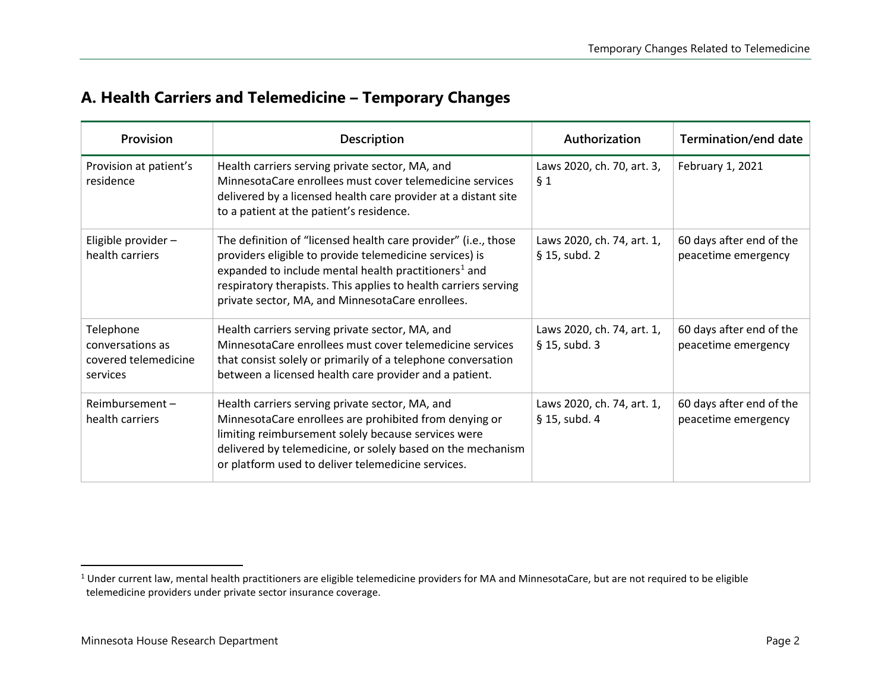## A. Health Carriers and Telemedicine – Temporary Changes

| Provision | Description | Authorization | Termination/end date |
|---|---|---|---|
| Provision at patient's residence | Health carriers serving private sector, MA, and MinnesotaCare enrollees must cover telemedicine services delivered by a licensed health care provider at a distant site to a patient at the patient's residence. | Laws 2020, ch. 70, art. 3, § 1 | February 1, 2021 |
| Eligible provider – health carriers | The definition of "licensed health care provider" (i.e., those providers eligible to provide telemedicine services) is expanded to include mental health practitioners[1] and respiratory therapists. This applies to health carriers serving private sector, MA, and MinnesotaCare enrollees. | Laws 2020, ch. 74, art. 1, § 15, subd. 2 | 60 days after end of the peacetime emergency |
| Telephone conversations as covered telemedicine services | Health carriers serving private sector, MA, and MinnesotaCare enrollees must cover telemedicine services that consist solely or primarily of a telephone conversation between a licensed health care provider and a patient. | Laws 2020, ch. 74, art. 1, § 15, subd. 3 | 60 days after end of the peacetime emergency |
| Reimbursement – health carriers | Health carriers serving private sector, MA, and MinnesotaCare enrollees are prohibited from denying or limiting reimbursement solely because services were delivered by telemedicine, or solely based on the mechanism or platform used to deliver telemedicine services. | Laws 2020, ch. 74, art. 1, § 15, subd. 4 | 60 days after end of the peacetime emergency |

[1] Under current law, mental health practitioners are eligible telemedicine providers for MA and MinnesotaCare, but are not required to be eligible telemedicine providers under private sector insurance coverage.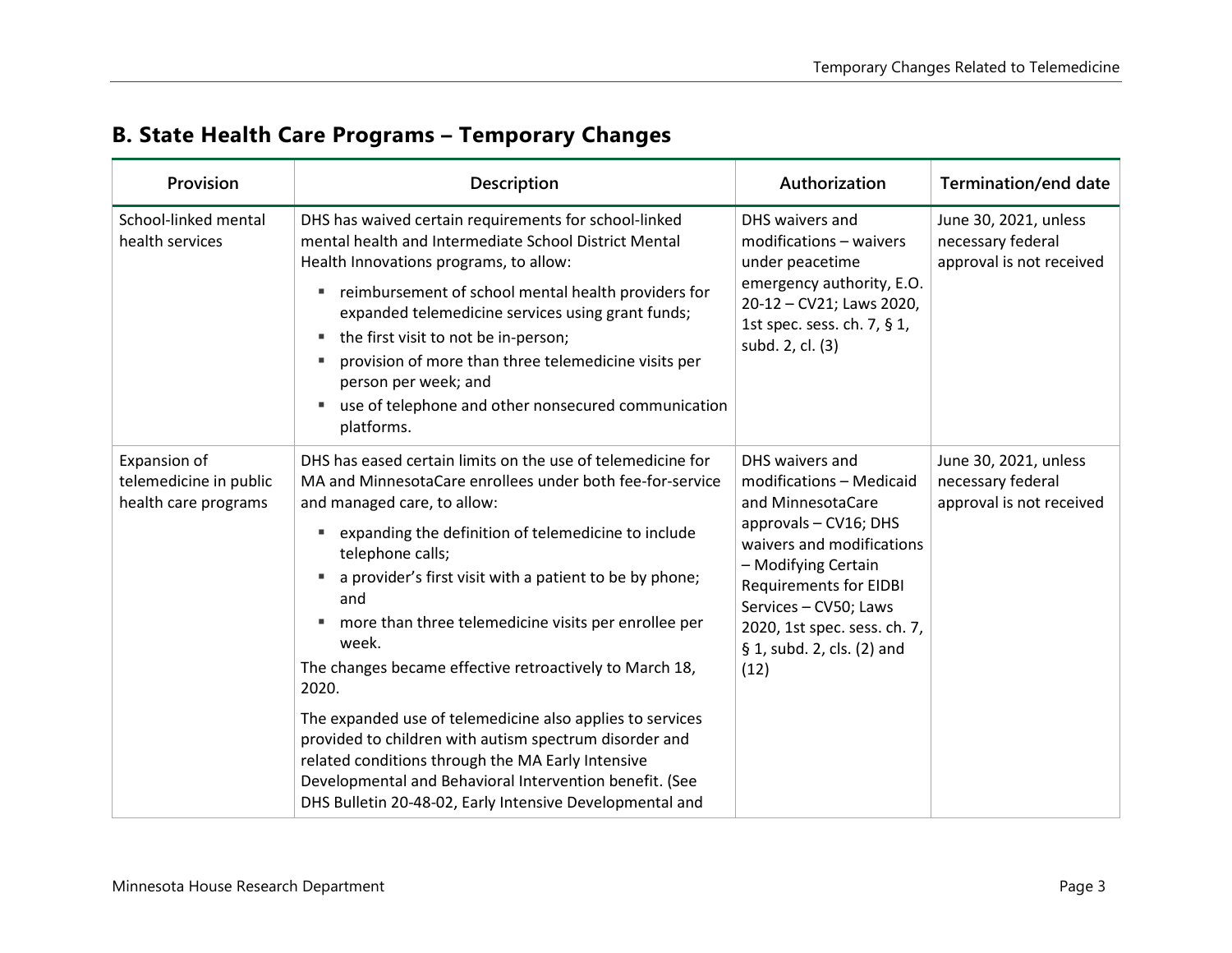## B. State Health Care Programs – Temporary Changes

| Provision | Description | Authorization | Termination/end date |
|---|---|---|---|
| School-linked mental health services | DHS has waived certain requirements for school-linked mental health and Intermediate School District Mental Health Innovations programs, to allow:<br>▪ reimbursement of school mental health providers for expanded telemedicine services using grant funds;<br>▪ the first visit to not be in-person;<br>▪ provision of more than three telemedicine visits per person per week; and<br>▪ use of telephone and other nonsecured communication platforms. | DHS waivers and modifications – waivers under peacetime emergency authority, E.O. 20-12 – CV21; Laws 2020, 1st spec. sess. ch. 7, § 1, subd. 2, cl. (3) | June 30, 2021, unless necessary federal approval is not received |
| Expansion of telemedicine in public health care programs | DHS has eased certain limits on the use of telemedicine for MA and MinnesotaCare enrollees under both fee-for-service and managed care, to allow:<br>▪ expanding the definition of telemedicine to include telephone calls;<br>▪ a provider's first visit with a patient to be by phone; and<br>▪ more than three telemedicine visits per enrollee per week.<br>The changes became effective retroactively to March 18, 2020.<br><br>The expanded use of telemedicine also applies to services provided to children with autism spectrum disorder and related conditions through the MA Early Intensive Developmental and Behavioral Intervention benefit. (See DHS Bulletin 20-48-02, Early Intensive Developmental and | DHS waivers and modifications – Medicaid and MinnesotaCare approvals – CV16; DHS waivers and modifications – Modifying Certain Requirements for EIDBI Services – CV50; Laws 2020, 1st spec. sess. ch. 7, § 1, subd. 2, cls. (2) and (12) | June 30, 2021, unless necessary federal approval is not received |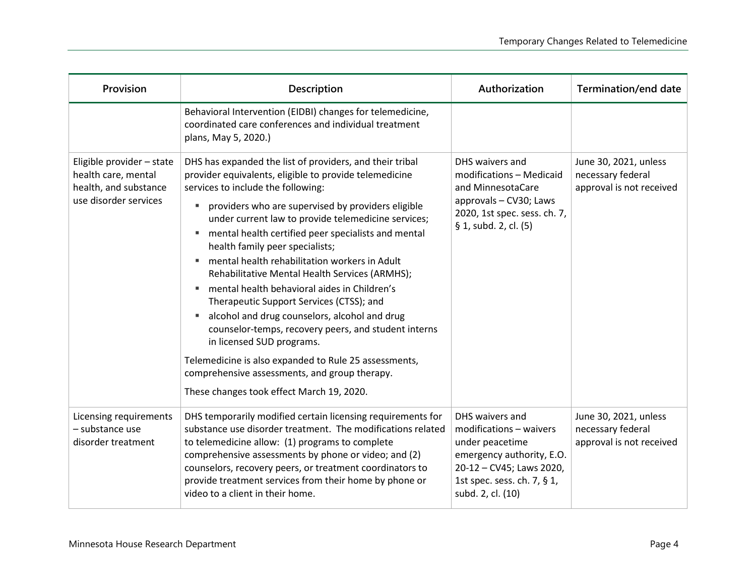| Provision | Description | Authorization | Termination/end date |
|---|---|---|---|
| | Behavioral Intervention (EIDBI) changes for telemedicine, coordinated care conferences and individual treatment plans, May 5, 2020.) | | |
| Eligible provider – state health care, mental health, and substance use disorder services | DHS has expanded the list of providers, and their tribal provider equivalents, eligible to provide telemedicine services to include the following:<br>▪ providers who are supervised by providers eligible under current law to provide telemedicine services;<br>▪ mental health certified peer specialists and mental health family peer specialists;<br>▪ mental health rehabilitation workers in Adult Rehabilitative Mental Health Services (ARMHS);<br>▪ mental health behavioral aides in Children's Therapeutic Support Services (CTSS); and<br>▪ alcohol and drug counselors, alcohol and drug counselor-temps, recovery peers, and student interns in licensed SUD programs.<br>Telemedicine is also expanded to Rule 25 assessments, comprehensive assessments, and group therapy.<br>These changes took effect March 19, 2020. | DHS waivers and modifications – Medicaid and MinnesotaCare approvals – CV30; Laws 2020, 1st spec. sess. ch. 7, § 1, subd. 2, cl. (5) | June 30, 2021, unless necessary federal approval is not received |
| Licensing requirements – substance use disorder treatment | DHS temporarily modified certain licensing requirements for substance use disorder treatment. The modifications related to telemedicine allow: (1) programs to complete comprehensive assessments by phone or video; and (2) counselors, recovery peers, or treatment coordinators to provide treatment services from their home by phone or video to a client in their home. | DHS waivers and modifications – waivers under peacetime emergency authority, E.O. 20-12 – CV45; Laws 2020, 1st spec. sess. ch. 7, § 1, subd. 2, cl. (10) | June 30, 2021, unless necessary federal approval is not received |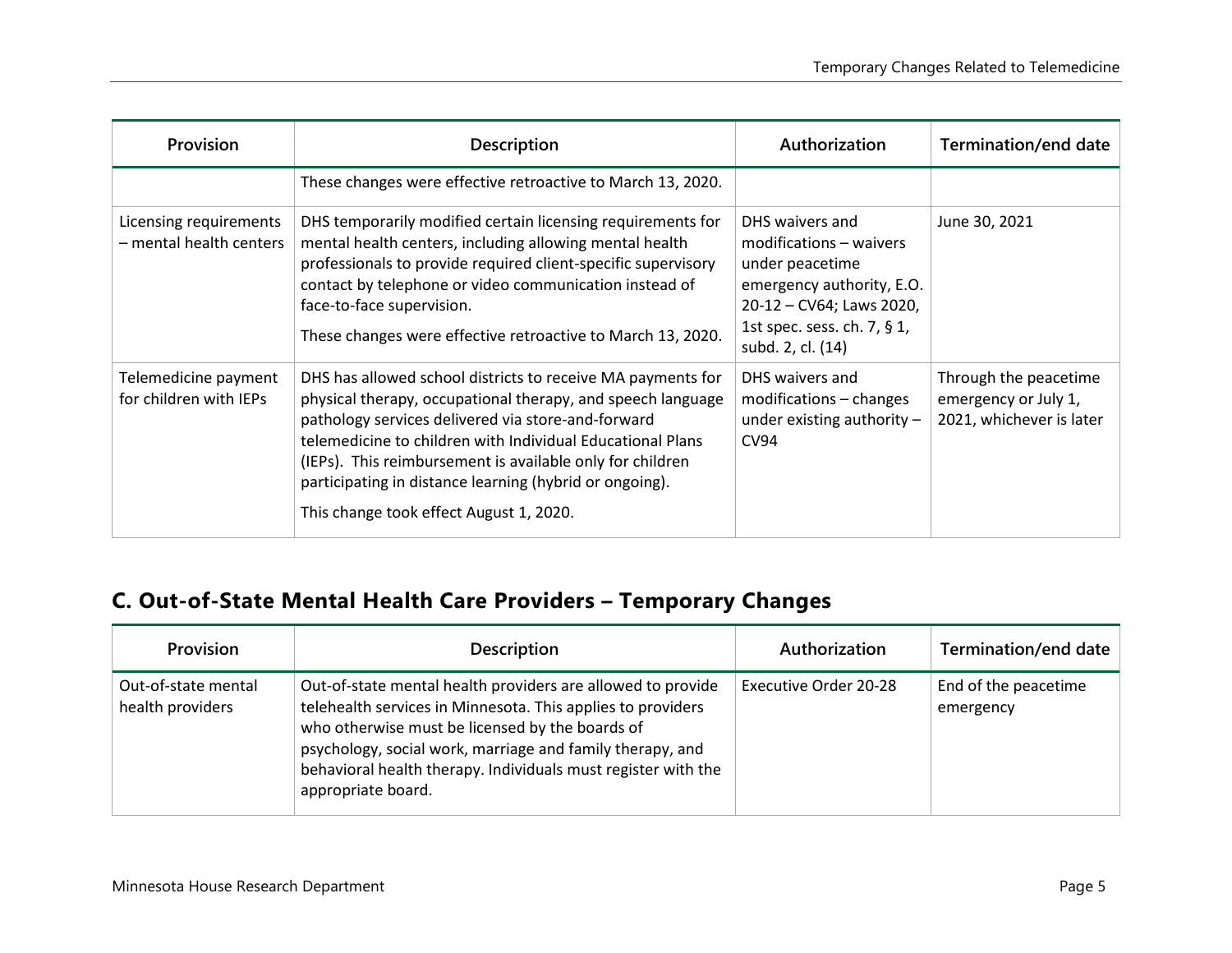| Provision | Description | Authorization | Termination/end date |
|---|---|---|---|
| | These changes were effective retroactive to March 13, 2020. | | |
| Licensing requirements – mental health centers | DHS temporarily modified certain licensing requirements for mental health centers, including allowing mental health professionals to provide required client-specific supervisory contact by telephone or video communication instead of face-to-face supervision. These changes were effective retroactive to March 13, 2020. | DHS waivers and modifications – waivers under peacetime emergency authority, E.O. 20-12 – CV64; Laws 2020, 1st spec. sess. ch. 7, § 1, subd. 2, cl. (14) | June 30, 2021 |
| Telemedicine payment for children with IEPs | DHS has allowed school districts to receive MA payments for physical therapy, occupational therapy, and speech language pathology services delivered via store-and-forward telemedicine to children with Individual Educational Plans (IEPs). This reimbursement is available only for children participating in distance learning (hybrid or ongoing). This change took effect August 1, 2020. | DHS waivers and modifications – changes under existing authority – CV94 | Through the peacetime emergency or July 1, 2021, whichever is later |

## C. Out-of-State Mental Health Care Providers – Temporary Changes

| Provision | Description | Authorization | Termination/end date |
|---|---|---|---|
| Out-of-state mental health providers | Out-of-state mental health providers are allowed to provide telehealth services in Minnesota. This applies to providers who otherwise must be licensed by the boards of psychology, social work, marriage and family therapy, and behavioral health therapy. Individuals must register with the appropriate board. | Executive Order 20-28 | End of the peacetime emergency |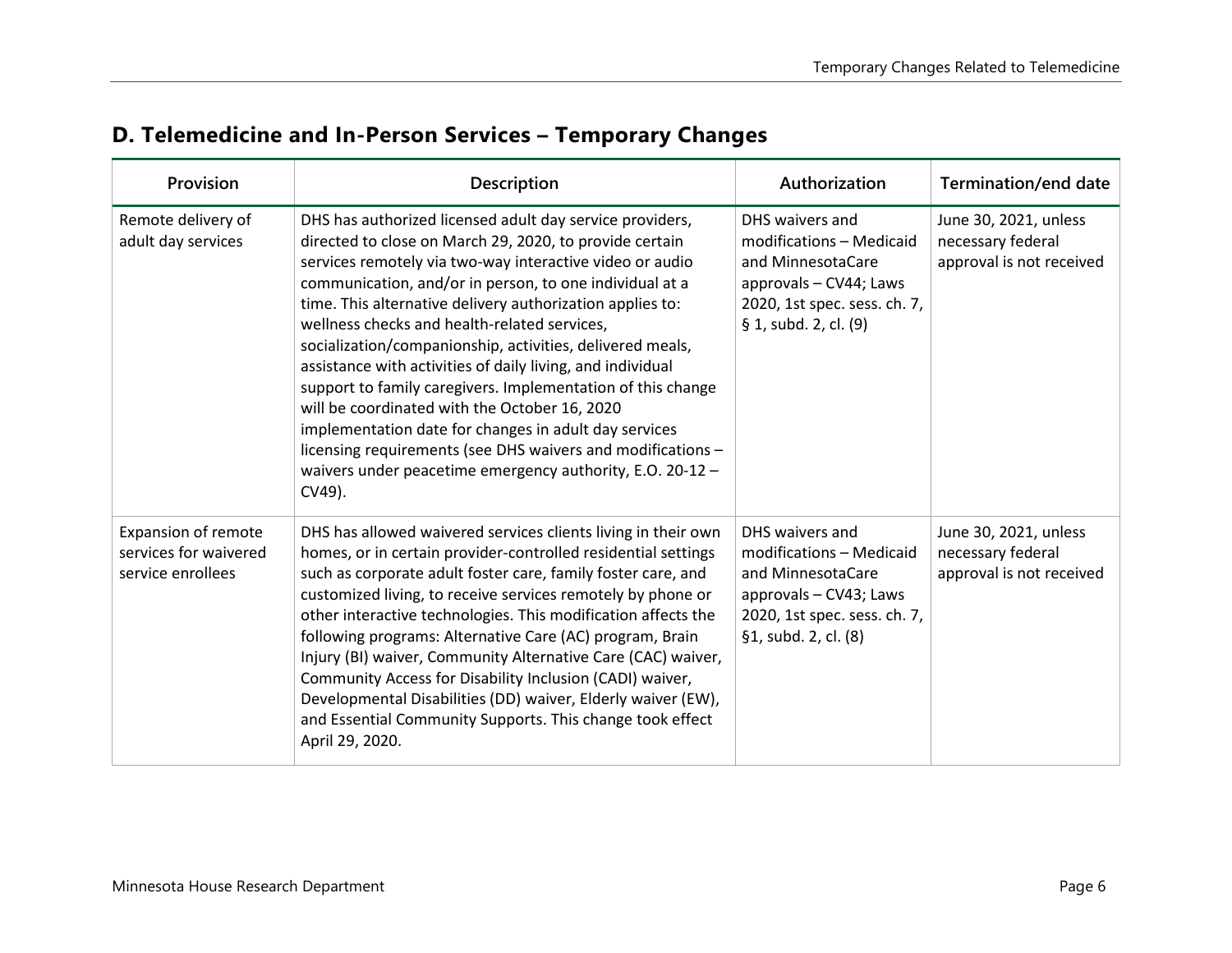## D. Telemedicine and In-Person Services – Temporary Changes

| Provision | Description | Authorization | Termination/end date |
| --- | --- | --- | --- |
| Remote delivery of adult day services | DHS has authorized licensed adult day service providers, directed to close on March 29, 2020, to provide certain services remotely via two-way interactive video or audio communication, and/or in person, to one individual at a time. This alternative delivery authorization applies to: wellness checks and health-related services, socialization/companionship, activities, delivered meals, assistance with activities of daily living, and individual support to family caregivers. Implementation of this change will be coordinated with the October 16, 2020 implementation date for changes in adult day services licensing requirements (see DHS waivers and modifications – waivers under peacetime emergency authority, E.O. 20-12 – CV49). | DHS waivers and modifications – Medicaid and MinnesotaCare approvals – CV44; Laws 2020, 1st spec. sess. ch. 7, § 1, subd. 2, cl. (9) | June 30, 2021, unless necessary federal approval is not received |
| Expansion of remote services for waivered service enrollees | DHS has allowed waivered services clients living in their own homes, or in certain provider-controlled residential settings such as corporate adult foster care, family foster care, and customized living, to receive services remotely by phone or other interactive technologies. This modification affects the following programs: Alternative Care (AC) program, Brain Injury (BI) waiver, Community Alternative Care (CAC) waiver, Community Access for Disability Inclusion (CADI) waiver, Developmental Disabilities (DD) waiver, Elderly waiver (EW), and Essential Community Supports. This change took effect April 29, 2020. | DHS waivers and modifications – Medicaid and MinnesotaCare approvals – CV43; Laws 2020, 1st spec. sess. ch. 7, §1, subd. 2, cl. (8) | June 30, 2021, unless necessary federal approval is not received |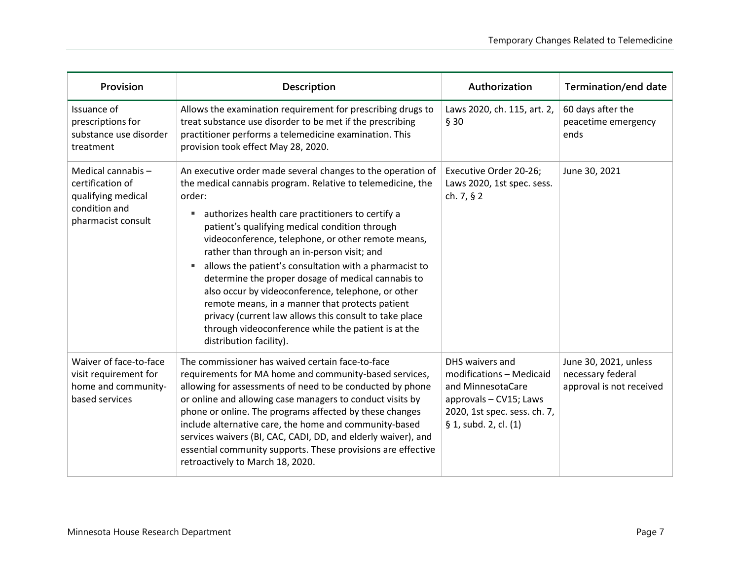| Provision | Description | Authorization | Termination/end date |
| --- | --- | --- | --- |
| Issuance of prescriptions for substance use disorder treatment | Allows the examination requirement for prescribing drugs to treat substance use disorder to be met if the prescribing practitioner performs a telemedicine examination. This provision took effect May 28, 2020. | Laws 2020, ch. 115, art. 2, § 30 | 60 days after the peacetime emergency ends |
| Medical cannabis – certification of qualifying medical condition and pharmacist consult | An executive order made several changes to the operation of the medical cannabis program. Relative to telemedicine, the order:<br>▪ authorizes health care practitioners to certify a patient's qualifying medical condition through videoconference, telephone, or other remote means, rather than through an in-person visit; and<br>▪ allows the patient's consultation with a pharmacist to determine the proper dosage of medical cannabis to also occur by videoconference, telephone, or other remote means, in a manner that protects patient privacy (current law allows this consult to take place through videoconference while the patient is at the distribution facility). | Executive Order 20-26; Laws 2020, 1st spec. sess. ch. 7, § 2 | June 30, 2021 |
| Waiver of face-to-face visit requirement for home and community-based services | The commissioner has waived certain face-to-face requirements for MA home and community-based services, allowing for assessments of need to be conducted by phone or online and allowing case managers to conduct visits by phone or online. The programs affected by these changes include alternative care, the home and community-based services waivers (BI, CAC, CADI, DD, and elderly waiver), and essential community supports. These provisions are effective retroactively to March 18, 2020. | DHS waivers and modifications – Medicaid and MinnesotaCare approvals – CV15; Laws 2020, 1st spec. sess. ch. 7, § 1, subd. 2, cl. (1) | June 30, 2021, unless necessary federal approval is not received |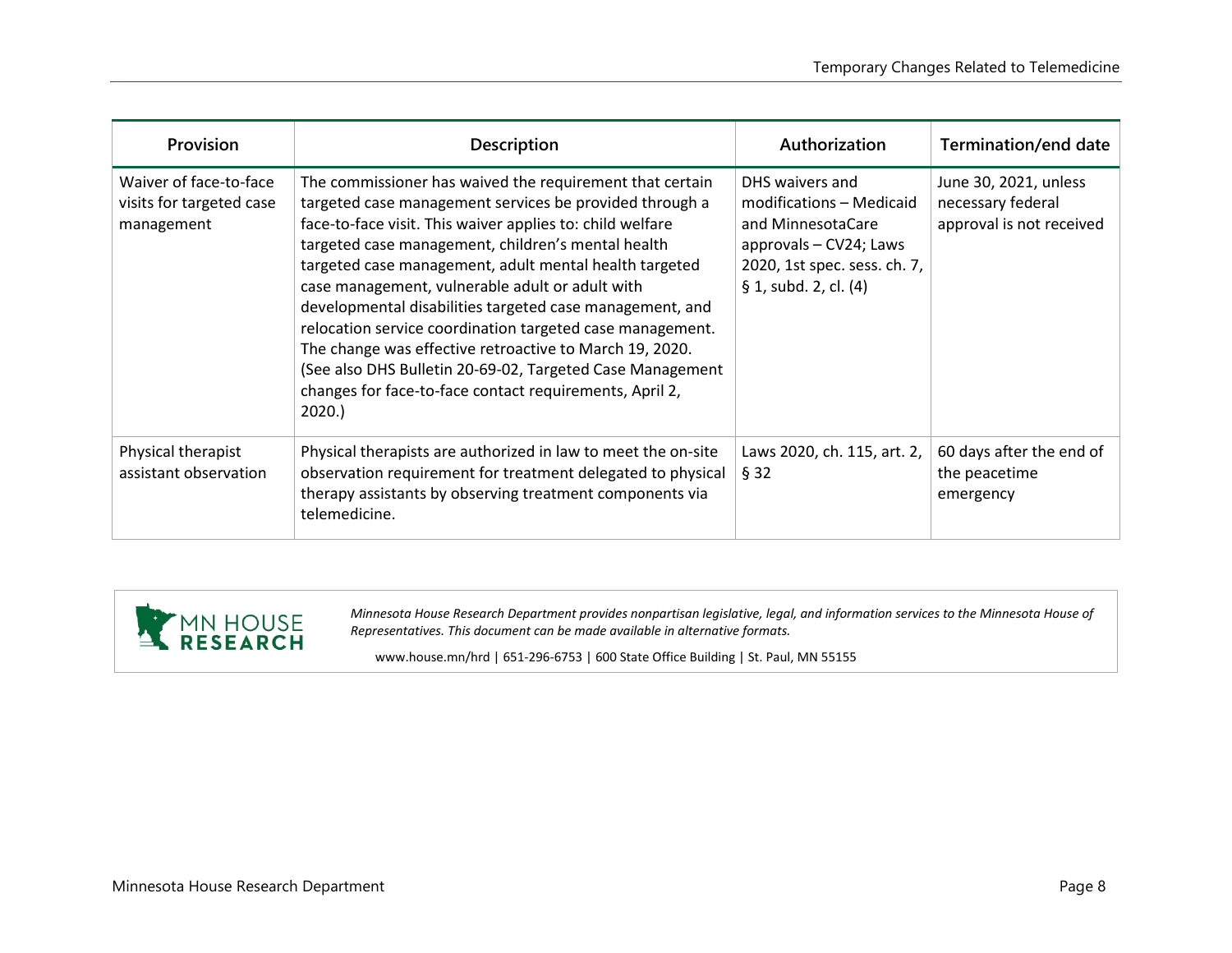| Provision | Description | Authorization | Termination/end date |
| --- | --- | --- | --- |
| Waiver of face-to-face visits for targeted case management | The commissioner has waived the requirement that certain targeted case management services be provided through a face-to-face visit. This waiver applies to: child welfare targeted case management, children's mental health targeted case management, adult mental health targeted case management, vulnerable adult or adult with developmental disabilities targeted case management, and relocation service coordination targeted case management. The change was effective retroactive to March 19, 2020. (See also DHS Bulletin 20-69-02, Targeted Case Management changes for face-to-face contact requirements, April 2, 2020.) | DHS waivers and modifications – Medicaid and MinnesotaCare approvals – CV24; Laws 2020, 1st spec. sess. ch. 7, § 1, subd. 2, cl. (4) | June 30, 2021, unless necessary federal approval is not received |
| Physical therapist assistant observation | Physical therapists are authorized in law to meet the on-site observation requirement for treatment delegated to physical therapy assistants by observing treatment components via telemedicine. | Laws 2020, ch. 115, art. 2, § 32 | 60 days after the end of the peacetime emergency |

MN HOUSE RESEARCH

*Minnesota House Research Department provides nonpartisan legislative, legal, and information services to the Minnesota House of Representatives. This document can be made available in alternative formats.*

www.house.mn/hrd | 651-296-6753 | 600 State Office Building | St. Paul, MN 55155